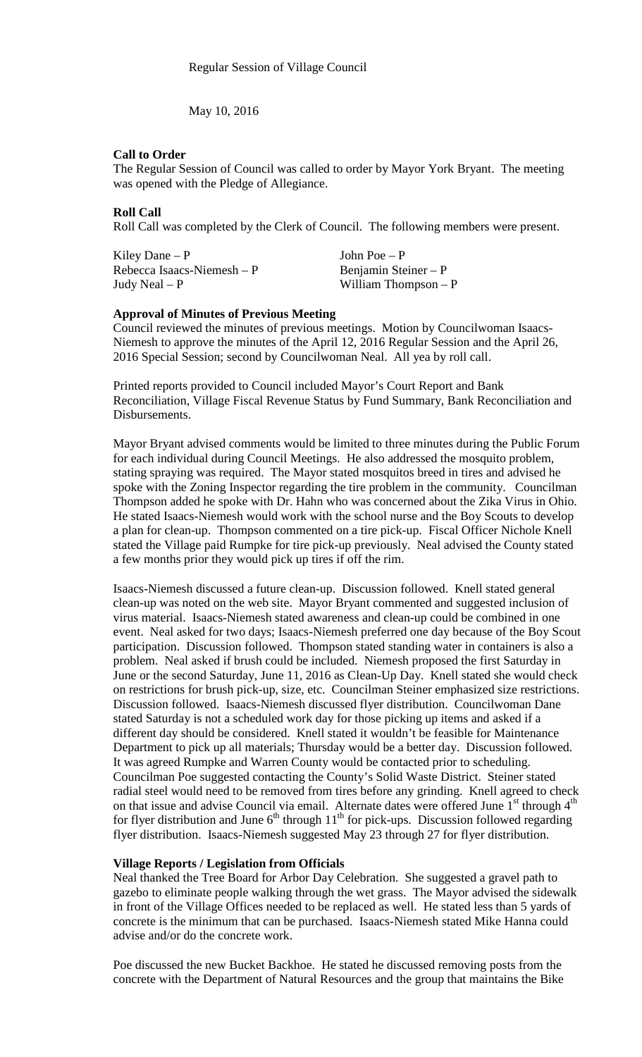Regular Session of Village Council

May 10, 2016

**Call to Order**

The Regular Session of Council was called to order by Mayor York Bryant. The meeting was opened with the Pledge of Allegiance.

**Roll Call**

Roll Call was completed by the Clerk of Council. The following members were present.

| | |
|---|---|
| Kiley Dane – P | John Poe – P |
| Rebecca Isaacs-Niemesh – P | Benjamin Steiner – P |
| Judy Neal – P | William Thompson – P |

**Approval of Minutes of Previous Meeting**

Council reviewed the minutes of previous meetings. Motion by Councilwoman Isaacs-Niemesh to approve the minutes of the April 12, 2016 Regular Session and the April 26, 2016 Special Session; second by Councilwoman Neal. All yea by roll call.

Printed reports provided to Council included Mayor's Court Report and Bank Reconciliation, Village Fiscal Revenue Status by Fund Summary, Bank Reconciliation and Disbursements.

Mayor Bryant advised comments would be limited to three minutes during the Public Forum for each individual during Council Meetings. He also addressed the mosquito problem, stating spraying was required. The Mayor stated mosquitos breed in tires and advised he spoke with the Zoning Inspector regarding the tire problem in the community. Councilman Thompson added he spoke with Dr. Hahn who was concerned about the Zika Virus in Ohio. He stated Isaacs-Niemesh would work with the school nurse and the Boy Scouts to develop a plan for clean-up. Thompson commented on a tire pick-up. Fiscal Officer Nichole Knell stated the Village paid Rumpke for tire pick-up previously. Neal advised the County stated a few months prior they would pick up tires if off the rim.

Isaacs-Niemesh discussed a future clean-up. Discussion followed. Knell stated general clean-up was noted on the web site. Mayor Bryant commented and suggested inclusion of virus material. Isaacs-Niemesh stated awareness and clean-up could be combined in one event. Neal asked for two days; Isaacs-Niemesh preferred one day because of the Boy Scout participation. Discussion followed. Thompson stated standing water in containers is also a problem. Neal asked if brush could be included. Niemesh proposed the first Saturday in June or the second Saturday, June 11, 2016 as Clean-Up Day. Knell stated she would check on restrictions for brush pick-up, size, etc. Councilman Steiner emphasized size restrictions. Discussion followed. Isaacs-Niemesh discussed flyer distribution. Councilwoman Dane stated Saturday is not a scheduled work day for those picking up items and asked if a different day should be considered. Knell stated it wouldn't be feasible for Maintenance Department to pick up all materials; Thursday would be a better day. Discussion followed. It was agreed Rumpke and Warren County would be contacted prior to scheduling. Councilman Poe suggested contacting the County's Solid Waste District. Steiner stated radial steel would need to be removed from tires before any grinding. Knell agreed to check on that issue and advise Council via email. Alternate dates were offered June 1st through 4th for flyer distribution and June 6th through 11th for pick-ups. Discussion followed regarding flyer distribution. Isaacs-Niemesh suggested May 23 through 27 for flyer distribution.

**Village Reports / Legislation from Officials**

Neal thanked the Tree Board for Arbor Day Celebration. She suggested a gravel path to gazebo to eliminate people walking through the wet grass. The Mayor advised the sidewalk in front of the Village Offices needed to be replaced as well. He stated less than 5 yards of concrete is the minimum that can be purchased. Isaacs-Niemesh stated Mike Hanna could advise and/or do the concrete work.

Poe discussed the new Bucket Backhoe. He stated he discussed removing posts from the concrete with the Department of Natural Resources and the group that maintains the Bike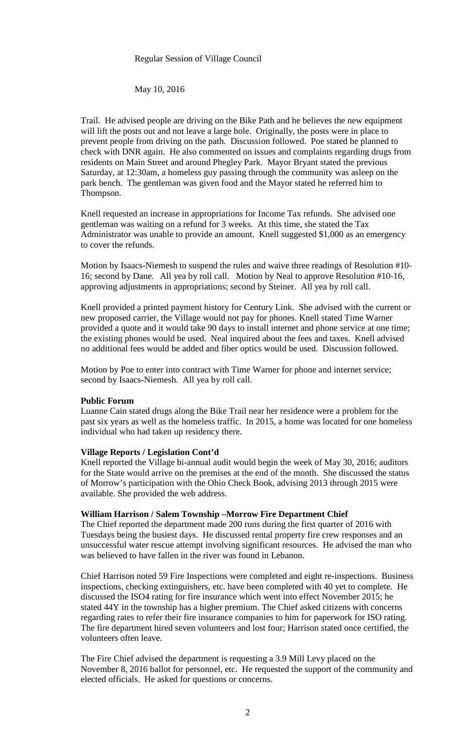Regular Session of Village Council

May 10, 2016

Trail. He advised people are driving on the Bike Path and he believes the new equipment will lift the posts out and not leave a large hole. Originally, the posts were in place to prevent people from driving on the path. Discussion followed. Poe stated he planned to check with DNR again. He also commented on issues and complaints regarding drugs from residents on Main Street and around Phegley Park. Mayor Bryant stated the previous Saturday, at 12:30am, a homeless guy passing through the community was asleep on the park bench. The gentleman was given food and the Mayor stated he referred him to Thompson.

Knell requested an increase in appropriations for Income Tax refunds. She advised one gentleman was waiting on a refund for 3 weeks. At this time, she stated the Tax Administrator was unable to provide an amount. Knell suggested $1,000 as an emergency to cover the refunds.

Motion by Isaacs-Niemesh to suspend the rules and waive three readings of Resolution #10-16; second by Dane. All yea by roll call. Motion by Neal to approve Resolution #10-16, approving adjustments in appropriations; second by Steiner. All yea by roll call.

Knell provided a printed payment history for Century Link. She advised with the current or new proposed carrier, the Village would not pay for phones. Knell stated Time Warner provided a quote and it would take 90 days to install internet and phone service at one time; the existing phones would be used. Neal inquired about the fees and taxes. Knell advised no additional fees would be added and fiber optics would be used. Discussion followed.

Motion by Poe to enter into contract with Time Warner for phone and internet service; second by Isaacs-Niemesh. All yea by roll call.

**Public Forum**

Luanne Cain stated drugs along the Bike Trail near her residence were a problem for the past six years as well as the homeless traffic. In 2015, a home was located for one homeless individual who had taken up residency there.

**Village Reports / Legislation Cont'd**

Knell reported the Village bi-annual audit would begin the week of May 30, 2016; auditors for the State would arrive on the premises at the end of the month. She discussed the status of Morrow's participation with the Ohio Check Book, advising 2013 through 2015 were available. She provided the web address.

**William Harrison / Salem Township –Morrow Fire Department Chief**

The Chief reported the department made 200 runs during the first quarter of 2016 with Tuesdays being the busiest days. He discussed rental property fire crew responses and an unsuccessful water rescue attempt involving significant resources. He advised the man who was believed to have fallen in the river was found in Lebanon.

Chief Harrison noted 59 Fire Inspections were completed and eight re-inspections. Business inspections, checking extinguishers, etc. have been completed with 40 yet to complete. He discussed the ISO4 rating for fire insurance which went into effect November 2015; he stated 44Y in the township has a higher premium. The Chief asked citizens with concerns regarding rates to refer their fire insurance companies to him for paperwork for ISO rating. The fire department hired seven volunteers and lost four; Harrison stated once certified, the volunteers often leave.

The Fire Chief advised the department is requesting a 3.9 Mill Levy placed on the November 8, 2016 ballot for personnel, etc. He requested the support of the community and elected officials. He asked for questions or concerns.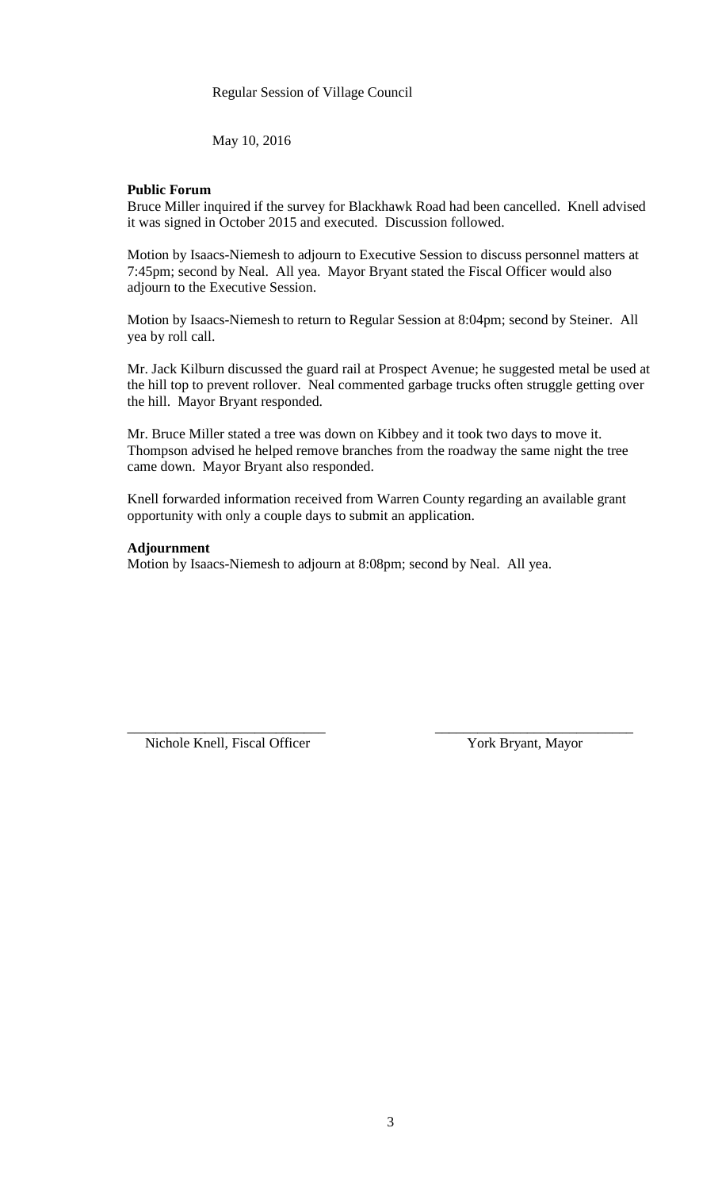Regular Session of Village Council

May 10, 2016

**Public Forum**

Bruce Miller inquired if the survey for Blackhawk Road had been cancelled. Knell advised it was signed in October 2015 and executed. Discussion followed.

Motion by Isaacs-Niemesh to adjourn to Executive Session to discuss personnel matters at 7:45pm; second by Neal. All yea. Mayor Bryant stated the Fiscal Officer would also adjourn to the Executive Session.

Motion by Isaacs-Niemesh to return to Regular Session at 8:04pm; second by Steiner. All yea by roll call.

Mr. Jack Kilburn discussed the guard rail at Prospect Avenue; he suggested metal be used at the hill top to prevent rollover. Neal commented garbage trucks often struggle getting over the hill. Mayor Bryant responded.

Mr. Bruce Miller stated a tree was down on Kibbey and it took two days to move it. Thompson advised he helped remove branches from the roadway the same night the tree came down. Mayor Bryant also responded.

Knell forwarded information received from Warren County regarding an available grant opportunity with only a couple days to submit an application.

**Adjournment**

Motion by Isaacs-Niemesh to adjourn at 8:08pm; second by Neal. All yea.

\_\_\_\_\_\_\_\_\_\_\_\_\_\_\_\_\_\_\_\_\_\_\_\_\_\_\_\_ \_\_\_\_\_\_\_\_\_\_\_\_\_\_\_\_\_\_\_\_\_\_\_\_\_\_\_\_

Nichole Knell, Fiscal Officer York Bryant, Mayor